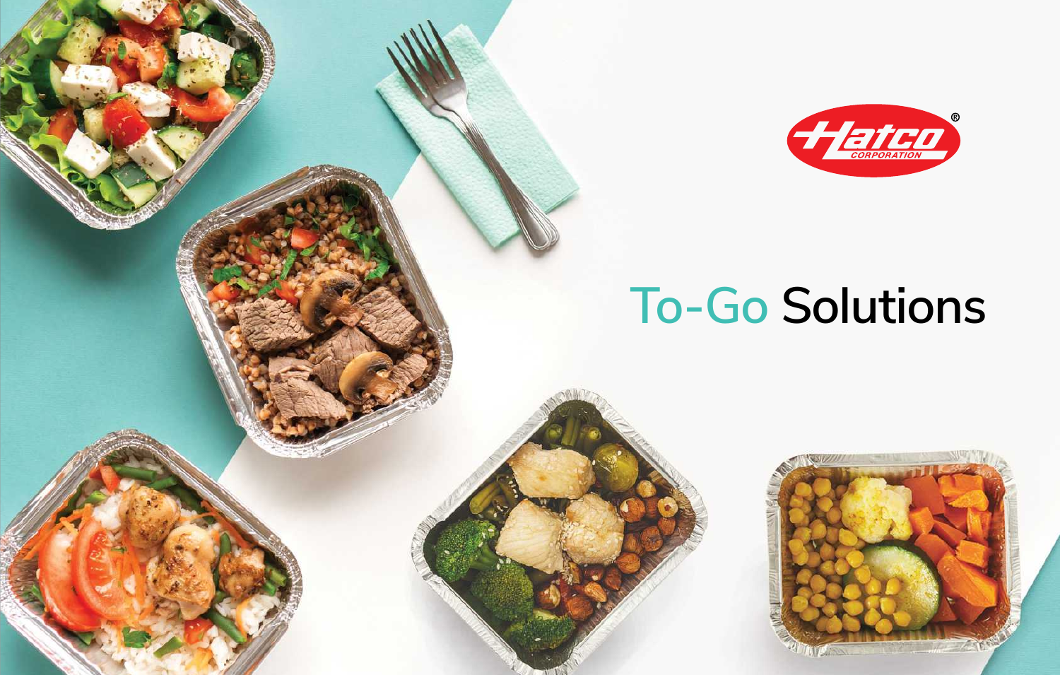Hatco® CORPORATION

# To-Go Solutions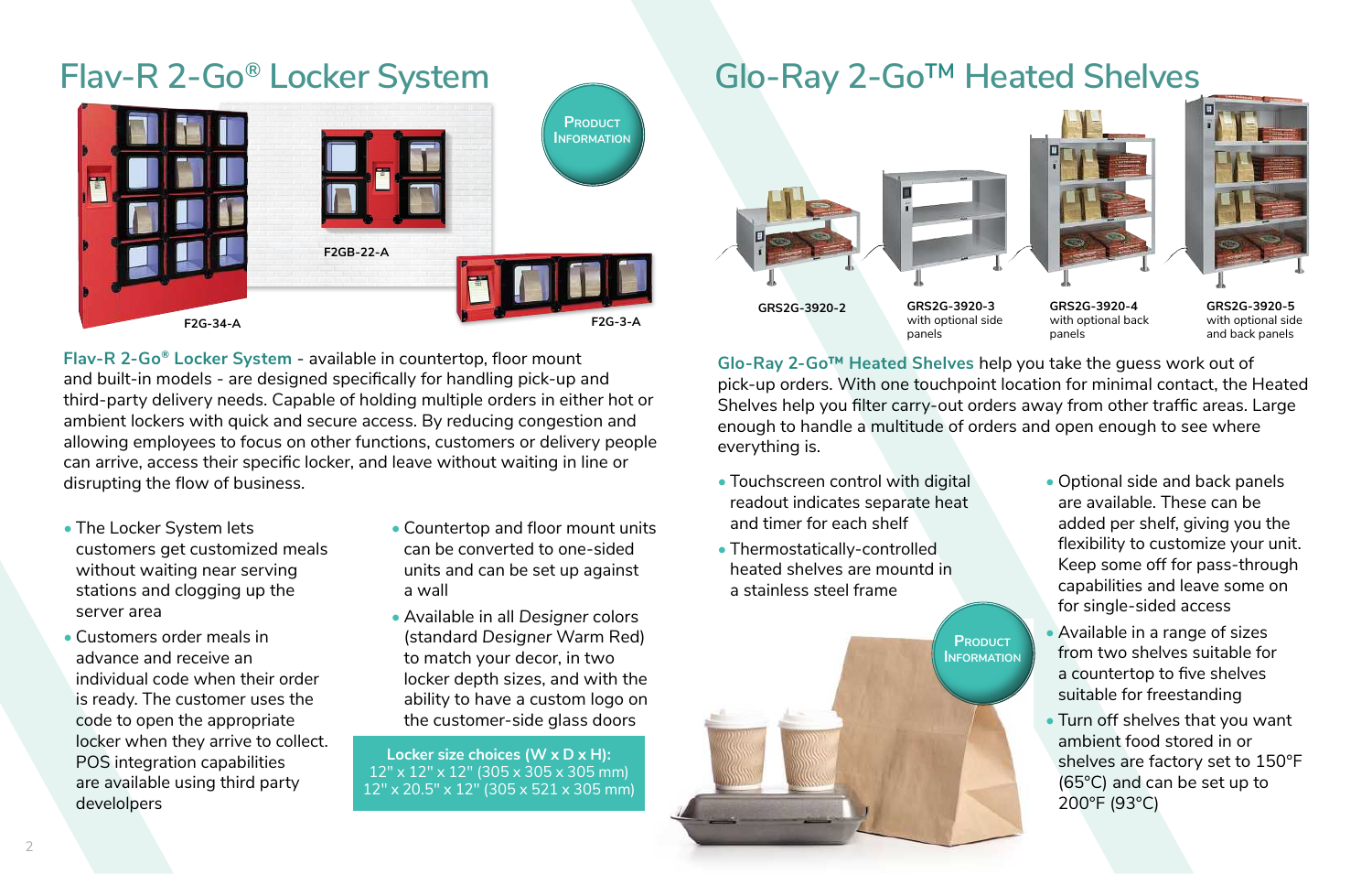# Flav-R 2-Go® Locker System

PRODUCT INFORMATION

F2G-34-A

F2GB-22-A

F2G-3-A

**Flav-R 2-Go® Locker System** - available in countertop, floor mount and built-in models - are designed specifically for handling pick-up and third-party delivery needs. Capable of holding multiple orders in either hot or ambient lockers with quick and secure access. By reducing congestion and allowing employees to focus on other functions, customers or delivery people can arrive, access their specific locker, and leave without waiting in line or disrupting the flow of business.

- The Locker System lets customers get customized meals without waiting near serving stations and clogging up the server area
- Customers order meals in advance and receive an individual code when their order is ready. The customer uses the code to open the appropriate locker when they arrive to collect. POS integration capabilities are available using third party develolpers
- Countertop and floor mount units can be converted to one-sided units and can be set up against a wall
- Available in all *Designer* colors (standard *Designer* Warm Red) to match your decor, in two locker depth sizes, and with the ability to have a custom logo on the customer-side glass doors

**Locker size choices (W x D x H):**
12" x 12" x 12" (305 x 305 x 305 mm)
12" x 20.5" x 12" (305 x 521 x 305 mm)

# Glo-Ray 2-Go™ Heated Shelves

**GRS2G-3920-2**

**GRS2G-3920-3** with optional side panels

**GRS2G-3920-4** with optional back panels

**GRS2G-3920-5** with optional side and back panels

**Glo-Ray 2-Go™ Heated Shelves** help you take the guess work out of pick-up orders. With one touchpoint location for minimal contact, the Heated Shelves help you filter carry-out orders away from other traffic areas. Large enough to handle a multitude of orders and open enough to see where everything is.

- Touchscreen control with digital readout indicates separate heat and timer for each shelf
- Thermostatically-controlled heated shelves are mountd in a stainless steel frame
- Optional side and back panels are available. These can be added per shelf, giving you the flexibility to customize your unit. Keep some off for pass-through capabilities and leave some on for single-sided access
- Available in a range of sizes from two shelves suitable for a countertop to five shelves suitable for freestanding
- Turn off shelves that you want ambient food stored in or shelves are factory set to 150°F (65°C) and can be set up to 200°F (93°C)

PRODUCT INFORMATION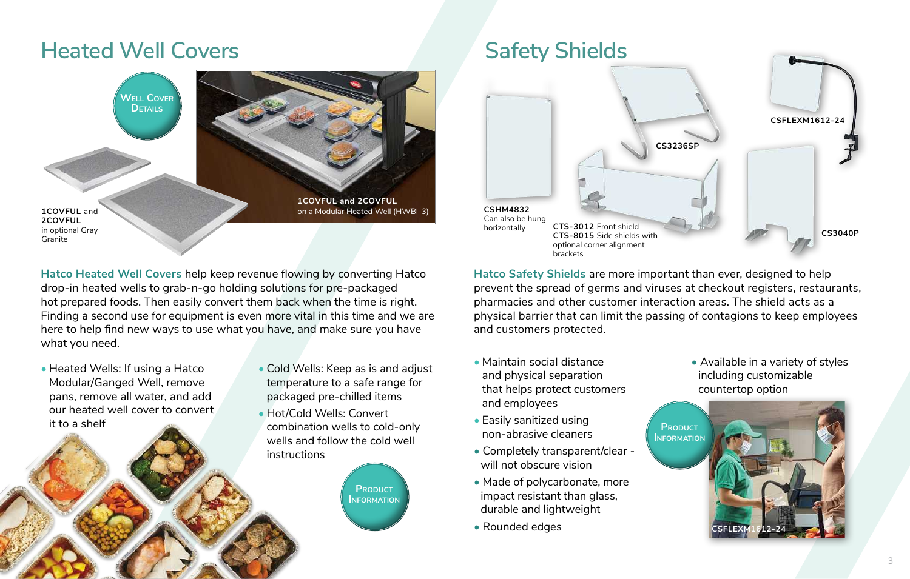# Heated Well Covers

WELL COVER DETAILS

**1COVFUL** and **2COVFUL** in optional Gray Granite

**1COVFUL and 2COVFUL** on a Modular Heated Well (HWBI-3)

**Hatco Heated Well Covers** help keep revenue flowing by converting Hatco drop-in heated wells to grab-n-go holding solutions for pre-packaged hot prepared foods. Then easily convert them back when the time is right. Finding a second use for equipment is even more vital in this time and we are here to help find new ways to use what you have, and make sure you have what you need.

- Heated Wells: If using a Hatco Modular/Ganged Well, remove pans, remove all water, and add our heated well cover to convert it to a shelf
- Cold Wells: Keep as is and adjust temperature to a safe range for packaged pre-chilled items
- Hot/Cold Wells: Convert combination wells to cold-only wells and follow the cold well instructions

PRODUCT INFORMATION

# Safety Shields

**CSHM4832** Can also be hung horizontally

**CS3236SP**

**CSFLEXM1612-24**

**CTS-3012** Front shield
**CTS-8015** Side shields with optional corner alignment brackets

**CS3040P**

**Hatco Safety Shields** are more important than ever, designed to help prevent the spread of germs and viruses at checkout registers, restaurants, pharmacies and other customer interaction areas. The shield acts as a physical barrier that can limit the passing of contagions to keep employees and customers protected.

- Maintain social distance and physical separation that helps protect customers and employees
- Easily sanitized using non-abrasive cleaners
- Completely transparent/clear - will not obscure vision
- Made of polycarbonate, more impact resistant than glass, durable and lightweight
- Rounded edges
- Available in a variety of styles including customizable countertop option

PRODUCT INFORMATION

CSFLEXM1612-24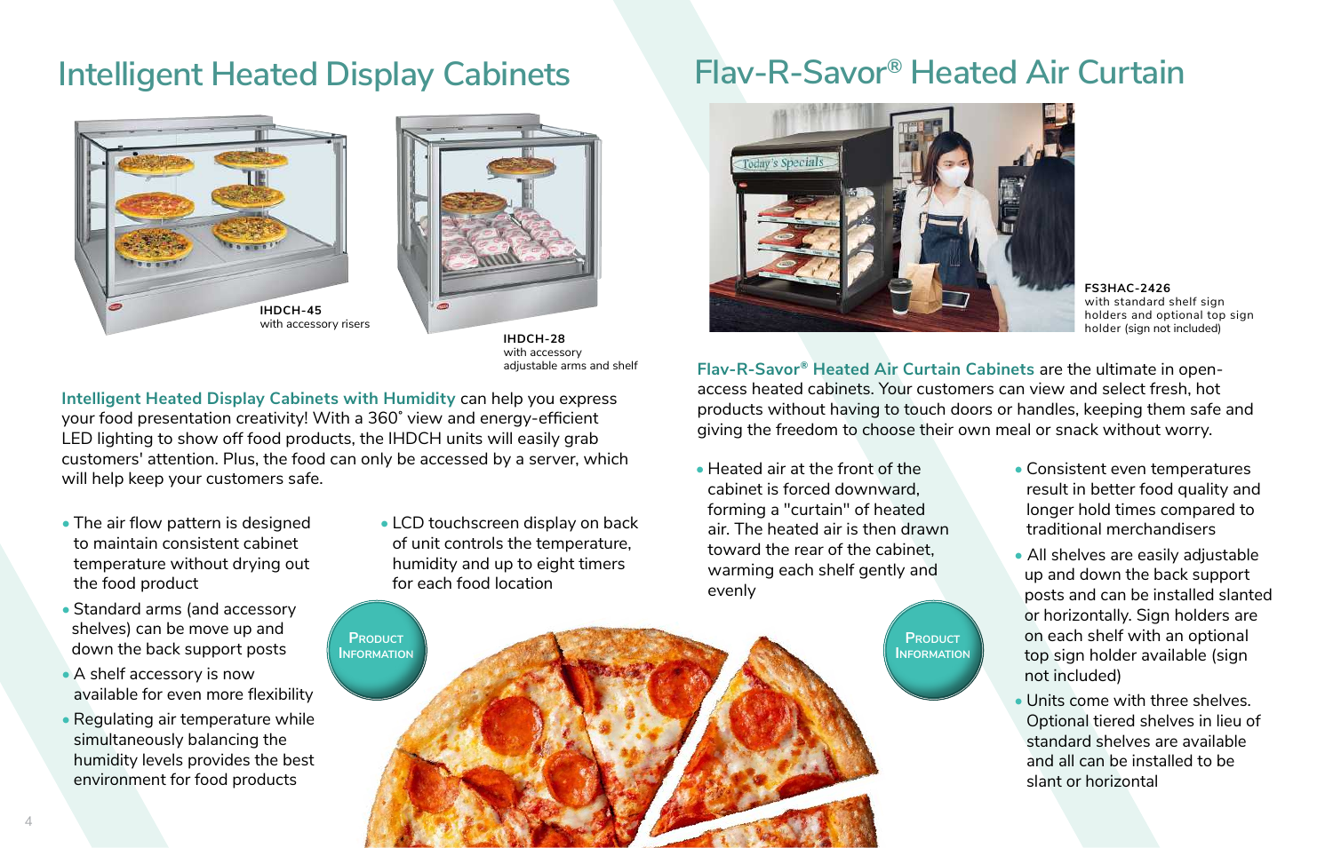# Intelligent Heated Display Cabinets

**IHDCH-45**
with accessory risers

**IHDCH-28**
with accessory adjustable arms and shelf

**Intelligent Heated Display Cabinets with Humidity** can help you express your food presentation creativity! With a 360˚ view and energy-efficient LED lighting to show off food products, the IHDCH units will easily grab customers' attention. Plus, the food can only be accessed by a server, which will help keep your customers safe.

- The air flow pattern is designed to maintain consistent cabinet temperature without drying out the food product
- Standard arms (and accessory shelves) can be move up and down the back support posts
- A shelf accessory is now available for even more flexibility
- Regulating air temperature while simultaneously balancing the humidity levels provides the best environment for food products
- LCD touchscreen display on back of unit controls the temperature, humidity and up to eight timers for each food location

PRODUCT INFORMATION

# Flav-R-Savor® Heated Air Curtain

**FS3HAC-2426**
with standard shelf sign holders and optional top sign holder (sign not included)

**Flav-R-Savor® Heated Air Curtain Cabinets** are the ultimate in open-access heated cabinets. Your customers can view and select fresh, hot products without having to touch doors or handles, keeping them safe and giving the freedom to choose their own meal or snack without worry.

- Heated air at the front of the cabinet is forced downward, forming a "curtain" of heated air. The heated air is then drawn toward the rear of the cabinet, warming each shelf gently and evenly
- Consistent even temperatures result in better food quality and longer hold times compared to traditional merchandisers
- All shelves are easily adjustable up and down the back support posts and can be installed slanted or horizontally. Sign holders are on each shelf with an optional top sign holder available (sign not included)
- Units come with three shelves. Optional tiered shelves in lieu of standard shelves are available and all can be installed to be slant or horizontal

PRODUCT INFORMATION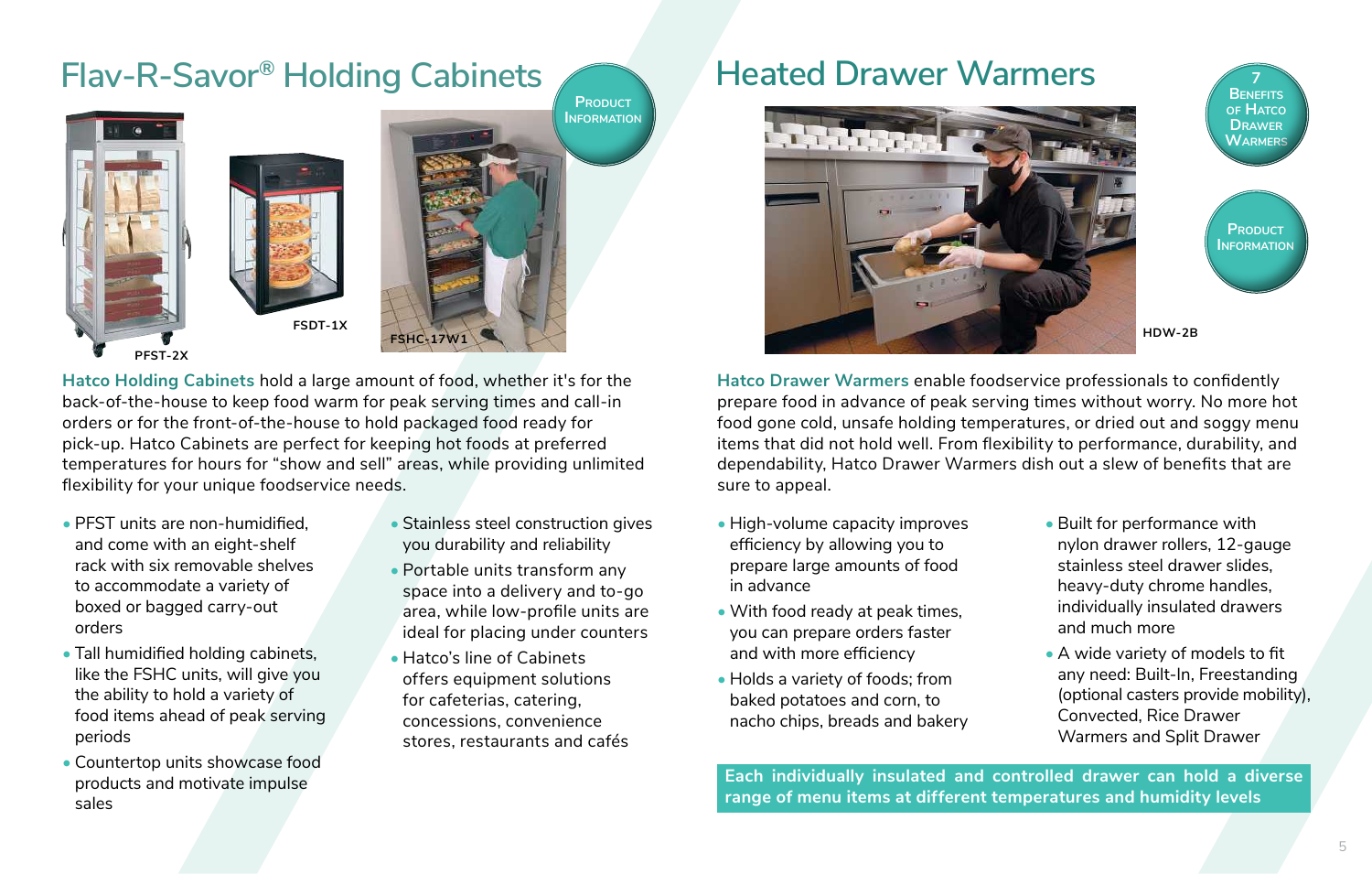# Flav-R-Savor® Holding Cabinets

Product Information

PFST-2X

FSDT-1X

FSHC-17W1

**Hatco Holding Cabinets** hold a large amount of food, whether it's for the back-of-the-house to keep food warm for peak serving times and call-in orders or for the front-of-the-house to hold packaged food ready for pick-up. Hatco Cabinets are perfect for keeping hot foods at preferred temperatures for hours for "show and sell" areas, while providing unlimited flexibility for your unique foodservice needs.

- PFST units are non-humidified, and come with an eight-shelf rack with six removable shelves to accommodate a variety of boxed or bagged carry-out orders
- Tall humidified holding cabinets, like the FSHC units, will give you the ability to hold a variety of food items ahead of peak serving periods
- Countertop units showcase food products and motivate impulse sales
- Stainless steel construction gives you durability and reliability
- Portable units transform any space into a delivery and to-go area, while low-profile units are ideal for placing under counters
- Hatco's line of Cabinets offers equipment solutions for cafeterias, catering, concessions, convenience stores, restaurants and cafés

# Heated Drawer Warmers

7 Benefits of Hatco Drawer Warmers

Product Information

HDW-2B

**Hatco Drawer Warmers** enable foodservice professionals to confidently prepare food in advance of peak serving times without worry. No more hot food gone cold, unsafe holding temperatures, or dried out and soggy menu items that did not hold well. From flexibility to performance, durability, and dependability, Hatco Drawer Warmers dish out a slew of benefits that are sure to appeal.

- High-volume capacity improves efficiency by allowing you to prepare large amounts of food in advance
- With food ready at peak times, you can prepare orders faster and with more efficiency
- Holds a variety of foods; from baked potatoes and corn, to nacho chips, breads and bakery
- Built for performance with nylon drawer rollers, 12-gauge stainless steel drawer slides, heavy-duty chrome handles, individually insulated drawers and much more
- A wide variety of models to fit any need: Built-In, Freestanding (optional casters provide mobility), Convected, Rice Drawer Warmers and Split Drawer

**Each individually insulated and controlled drawer can hold a diverse range of menu items at different temperatures and humidity levels**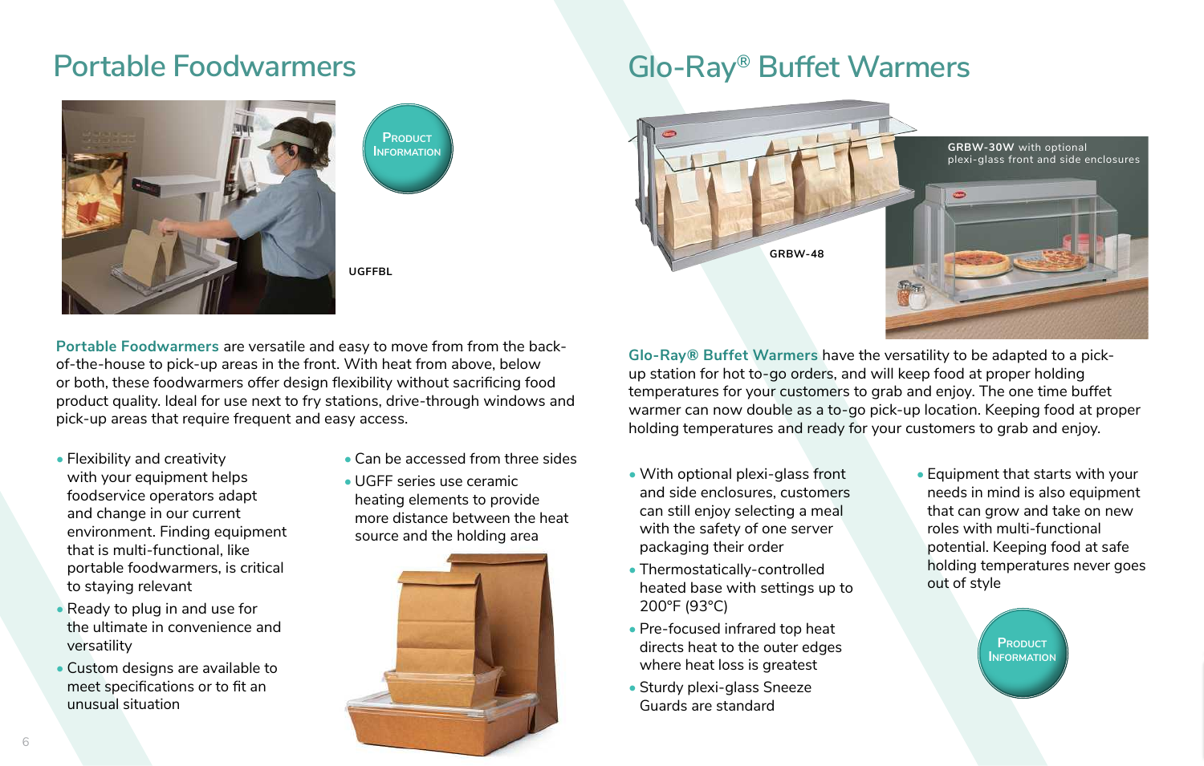# Portable Foodwarmers

PRODUCT INFORMATION

UGFFBL

**Portable Foodwarmers** are versatile and easy to move from from the back-of-the-house to pick-up areas in the front. With heat from above, below or both, these foodwarmers offer design flexibility without sacrificing food product quality. Ideal for use next to fry stations, drive-through windows and pick-up areas that require frequent and easy access.

- Flexibility and creativity with your equipment helps foodservice operators adapt and change in our current environment. Finding equipment that is multi-functional, like portable foodwarmers, is critical to staying relevant
- Ready to plug in and use for the ultimate in convenience and versatility
- Custom designs are available to meet specifications or to fit an unusual situation
- Can be accessed from three sides
- UGFF series use ceramic heating elements to provide more distance between the heat source and the holding area

# Glo-Ray® Buffet Warmers

GRBW-48

**GRBW-30W** with optional plexi-glass front and side enclosures

**Glo-Ray® Buffet Warmers** have the versatility to be adapted to a pick-up station for hot to-go orders, and will keep food at proper holding temperatures for your customers to grab and enjoy. The one time buffet warmer can now double as a to-go pick-up location. Keeping food at proper holding temperatures and ready for your customers to grab and enjoy.

- With optional plexi-glass front and side enclosures, customers can still enjoy selecting a meal with the safety of one server packaging their order
- Thermostatically-controlled heated base with settings up to 200°F (93°C)
- Pre-focused infrared top heat directs heat to the outer edges where heat loss is greatest
- Sturdy plexi-glass Sneeze Guards are standard
- Equipment that starts with your needs in mind is also equipment that can grow and take on new roles with multi-functional potential. Keeping food at safe holding temperatures never goes out of style

PRODUCT INFORMATION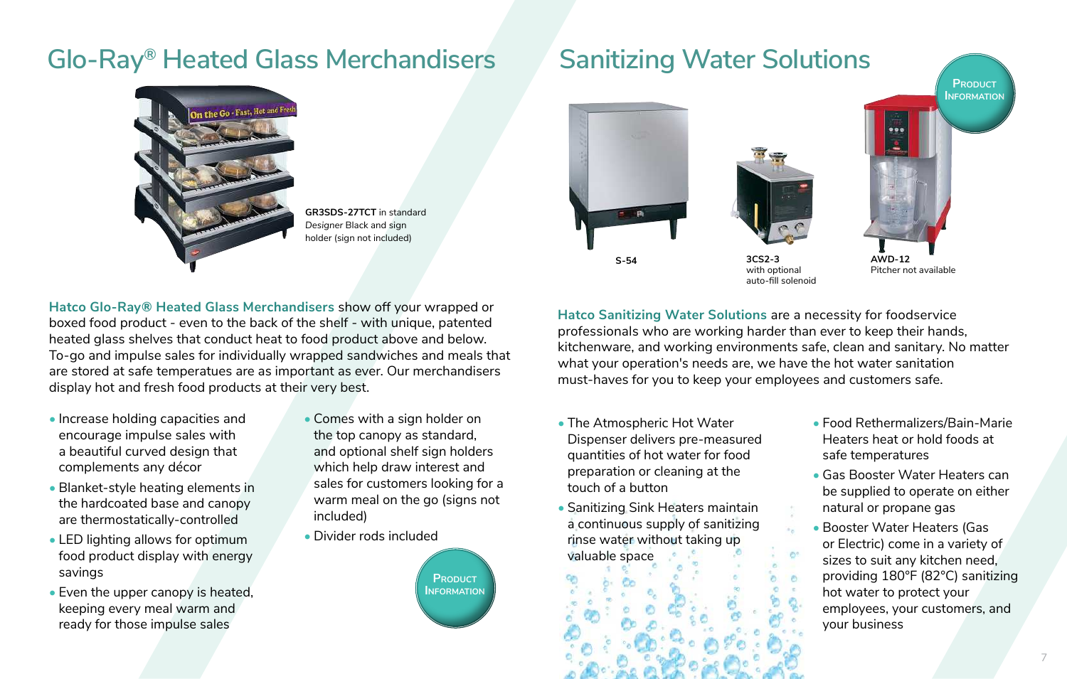# Glo-Ray® Heated Glass Merchandisers

**GR3SDS-27TCT** in standard *Designer* Black and sign holder (sign not included)

**Hatco Glo-Ray® Heated Glass Merchandisers** show off your wrapped or boxed food product - even to the back of the shelf - with unique, patented heated glass shelves that conduct heat to food product above and below. To-go and impulse sales for individually wrapped sandwiches and meals that are stored at safe temperatues are as important as ever. Our merchandisers display hot and fresh food products at their very best.

- Increase holding capacities and encourage impulse sales with a beautiful curved design that complements any décor
- Blanket-style heating elements in the hardcoated base and canopy are thermostatically-controlled
- LED lighting allows for optimum food product display with energy savings
- Even the upper canopy is heated, keeping every meal warm and ready for those impulse sales
- Comes with a sign holder on the top canopy as standard, and optional shelf sign holders which help draw interest and sales for customers looking for a warm meal on the go (signs not included)
- Divider rods included

PRODUCT INFORMATION

# Sanitizing Water Solutions

PRODUCT INFORMATION

**S-54**

**3CS2-3** with optional auto-fill solenoid

**AWD-12** Pitcher not available

**Hatco Sanitizing Water Solutions** are a necessity for foodservice professionals who are working harder than ever to keep their hands, kitchenware, and working environments safe, clean and sanitary. No matter what your operation's needs are, we have the hot water sanitation must-haves for you to keep your employees and customers safe.

- The Atmospheric Hot Water Dispenser delivers pre-measured quantities of hot water for food preparation or cleaning at the touch of a button
- Sanitizing Sink Heaters maintain a continuous supply of sanitizing rinse water without taking up valuable space
- Food Rethermalizers/Bain-Marie Heaters heat or hold foods at safe temperatures
- Gas Booster Water Heaters can be supplied to operate on either natural or propane gas
- Booster Water Heaters (Gas or Electric) come in a variety of sizes to suit any kitchen need, providing 180°F (82°C) sanitizing hot water to protect your employees, your customers, and your business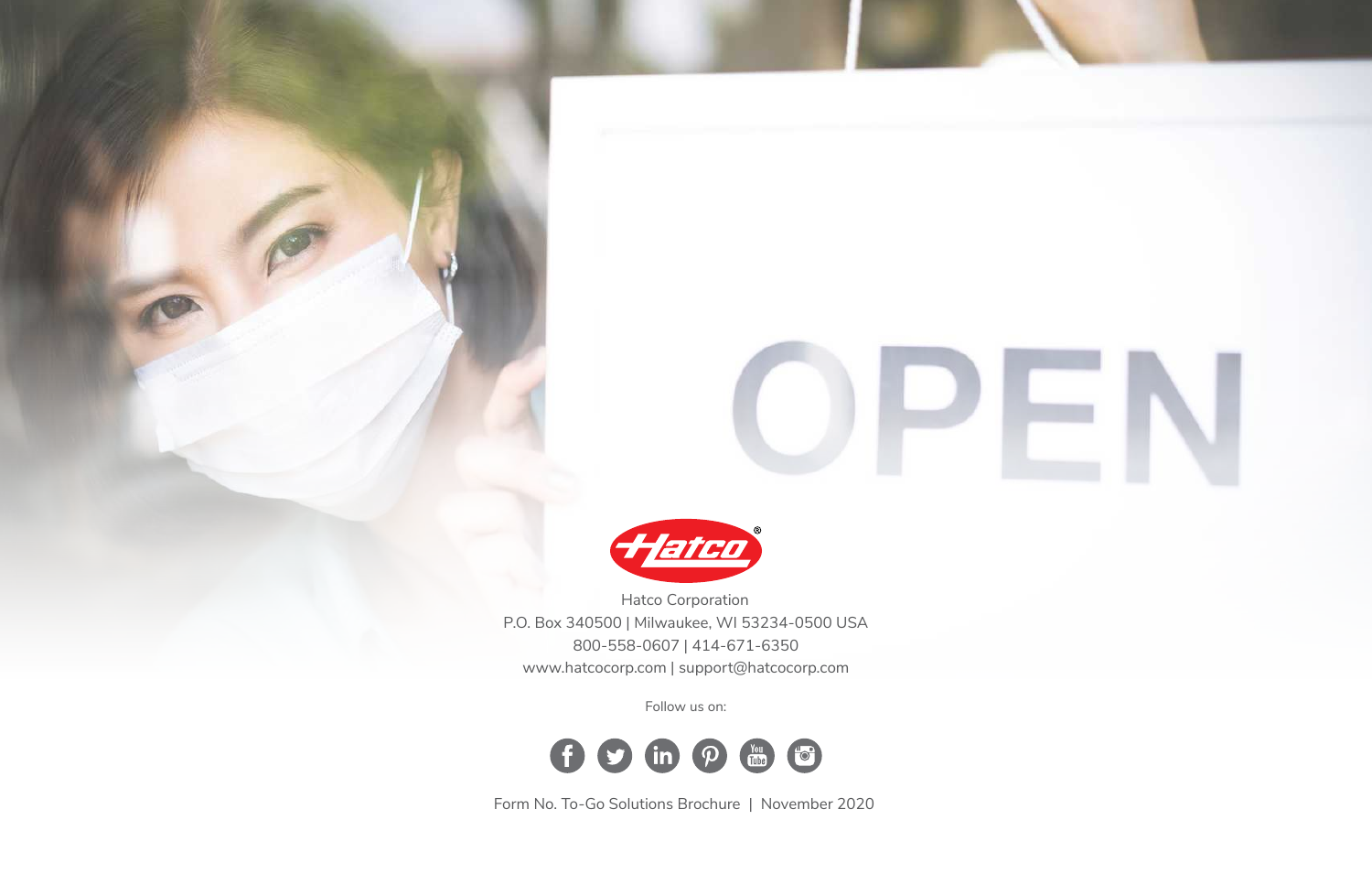Hatco Corporation
P.O. Box 340500 | Milwaukee, WI 53234-0500 USA
800-558-0607 | 414-671-6350
www.hatcocorp.com | support@hatcocorp.com

Follow us on:

Form No. To-Go Solutions Brochure | November 2020